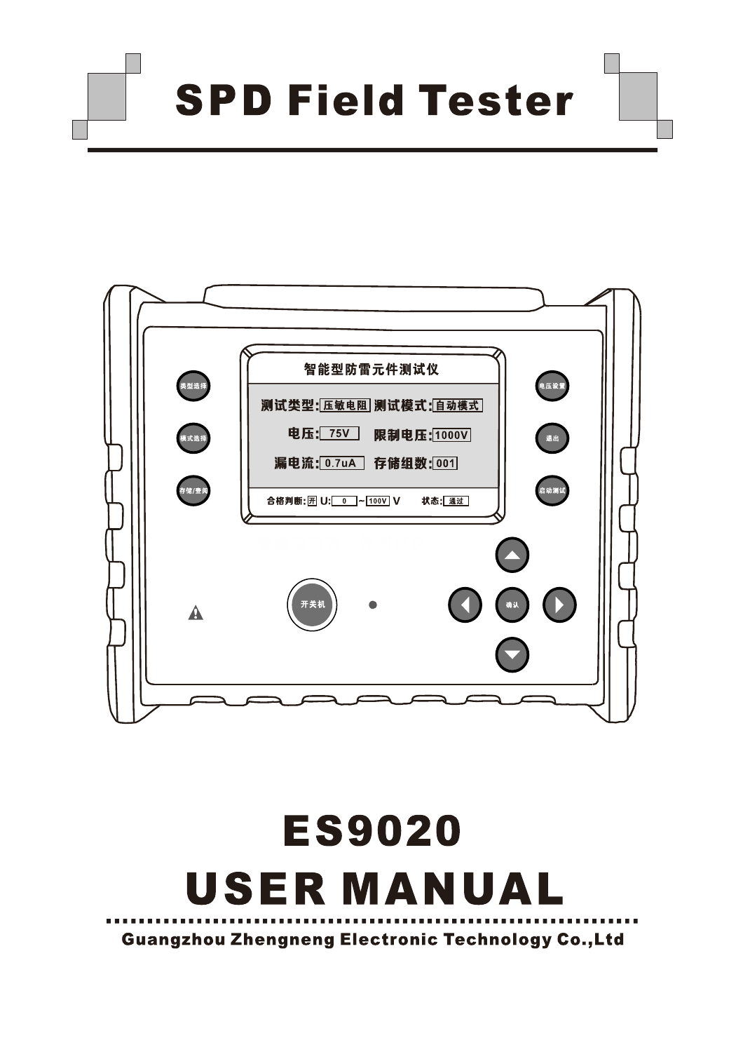# SPD Field Tester

# ES9020

# USER MANUAL

Guangzhou Zhengneng Electronic Technology Co.,Ltd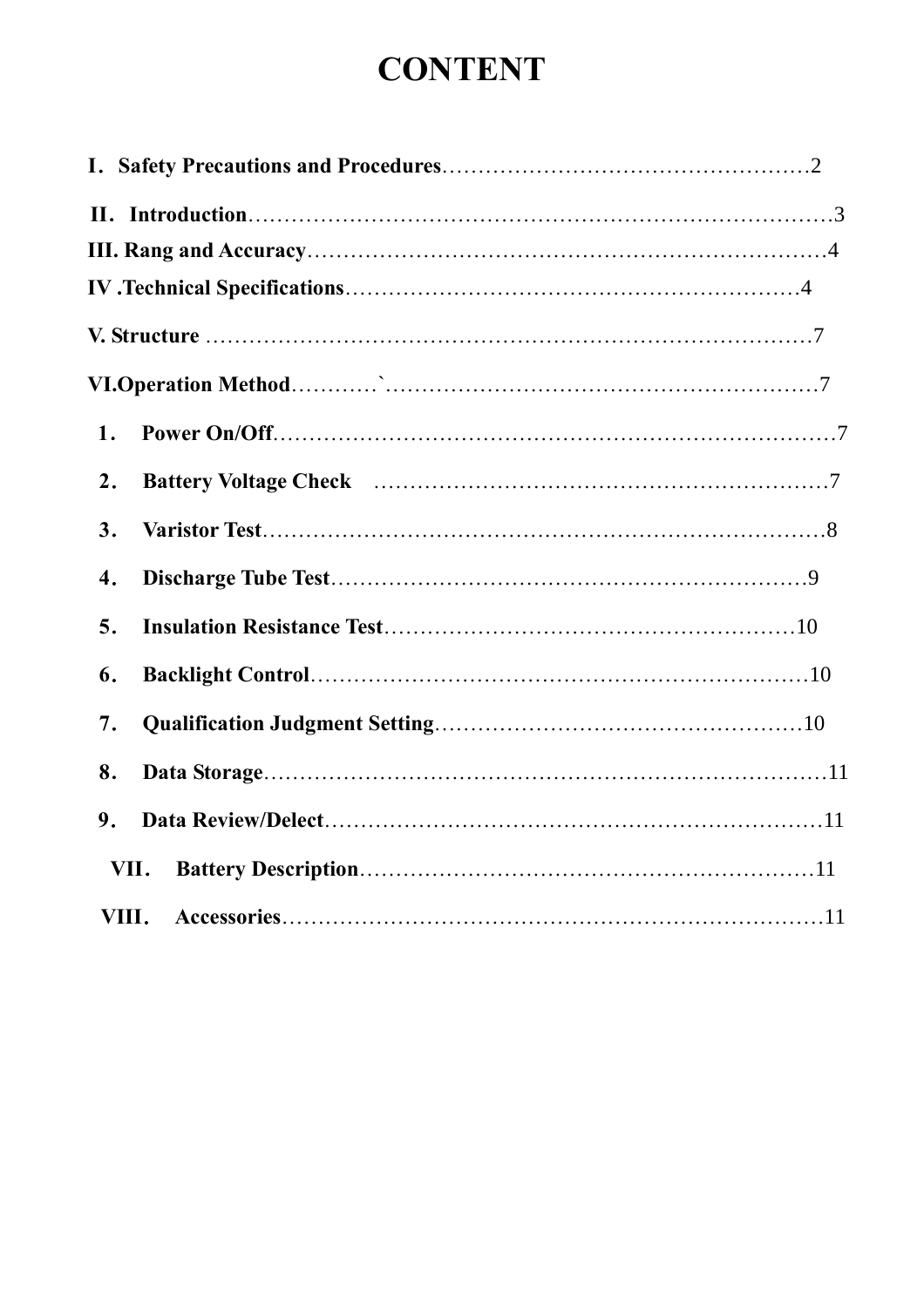# CONTENT

**I. Safety Precautions and Procedures**……………………………………………2

**II. Introduction**………………………………………………………………………3

**III. Rang and Accuracy**…………………………………………………………………4

**IV .Technical Specifications**…………………………………………………………4

**V. Structure** ………………………………………………………………………………7

**VI.Operation Method**…………`……………………………………………………7

1. **Power On/Off**…………………………………………………………………………7
2. **Battery Voltage Check** …………………………………………………………7
3. **Varistor Test**……………………………………………………………………………8
4. **Discharge Tube Test**…………………………………………………………………9
5. **Insulation Resistance Test**………………………………………………………10
6. **Backlight Control**……………………………………………………………………10
7. **Qualification Judgment Setting**…………………………………………………10
8. **Data Storage**……………………………………………………………………………11
9. **Data Review/Delect**…………………………………………………………………11

**VII. Battery Description**…………………………………………………………………11

**VIII. Accessories**……………………………………………………………………………11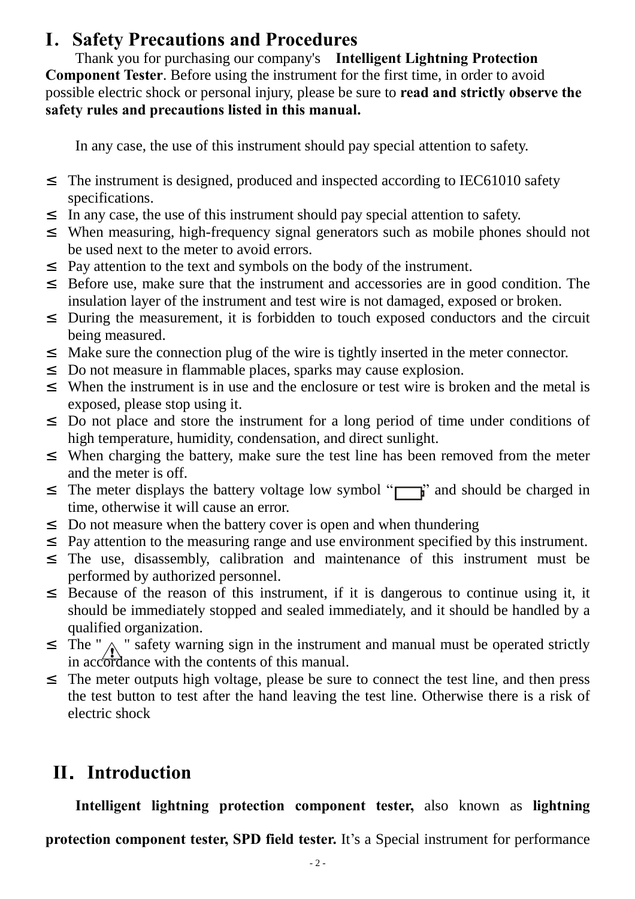# I. Safety Precautions and Procedures

Thank you for purchasing our company's **Intelligent Lightning Protection Component Tester**. Before using the instrument for the first time, in order to avoid possible electric shock or personal injury, please be sure to **read and strictly observe the safety rules and precautions listed in this manual.**

In any case, the use of this instrument should pay special attention to safety.

- The instrument is designed, produced and inspected according to IEC61010 safety specifications.
- In any case, the use of this instrument should pay special attention to safety.
- When measuring, high-frequency signal generators such as mobile phones should not be used next to the meter to avoid errors.
- Pay attention to the text and symbols on the body of the instrument.
- Before use, make sure that the instrument and accessories are in good condition. The insulation layer of the instrument and test wire is not damaged, exposed or broken.
- During the measurement, it is forbidden to touch exposed conductors and the circuit being measured.
- Make sure the connection plug of the wire is tightly inserted in the meter connector.
- Do not measure in flammable places, sparks may cause explosion.
- When the instrument is in use and the enclosure or test wire is broken and the metal is exposed, please stop using it.
- Do not place and store the instrument for a long period of time under conditions of high temperature, humidity, condensation, and direct sunlight.
- When charging the battery, make sure the test line has been removed from the meter and the meter is off.
- The meter displays the battery voltage low symbol "" and should be charged in time, otherwise it will cause an error.
- Do not measure when the battery cover is open and when thundering
- Pay attention to the measuring range and use environment specified by this instrument.
- The use, disassembly, calibration and maintenance of this instrument must be performed by authorized personnel.
- Because of the reason of this instrument, if it is dangerous to continue using it, it should be immediately stopped and sealed immediately, and it should be handled by a qualified organization.
- The " ⚠ " safety warning sign in the instrument and manual must be operated strictly in accordance with the contents of this manual.
- The meter outputs high voltage, please be sure to connect the test line, and then press the test button to test after the hand leaving the test line. Otherwise there is a risk of electric shock

# II. Introduction

**Intelligent lightning protection component tester,** also known as **lightning protection component tester, SPD field tester.** It's a Special instrument for performance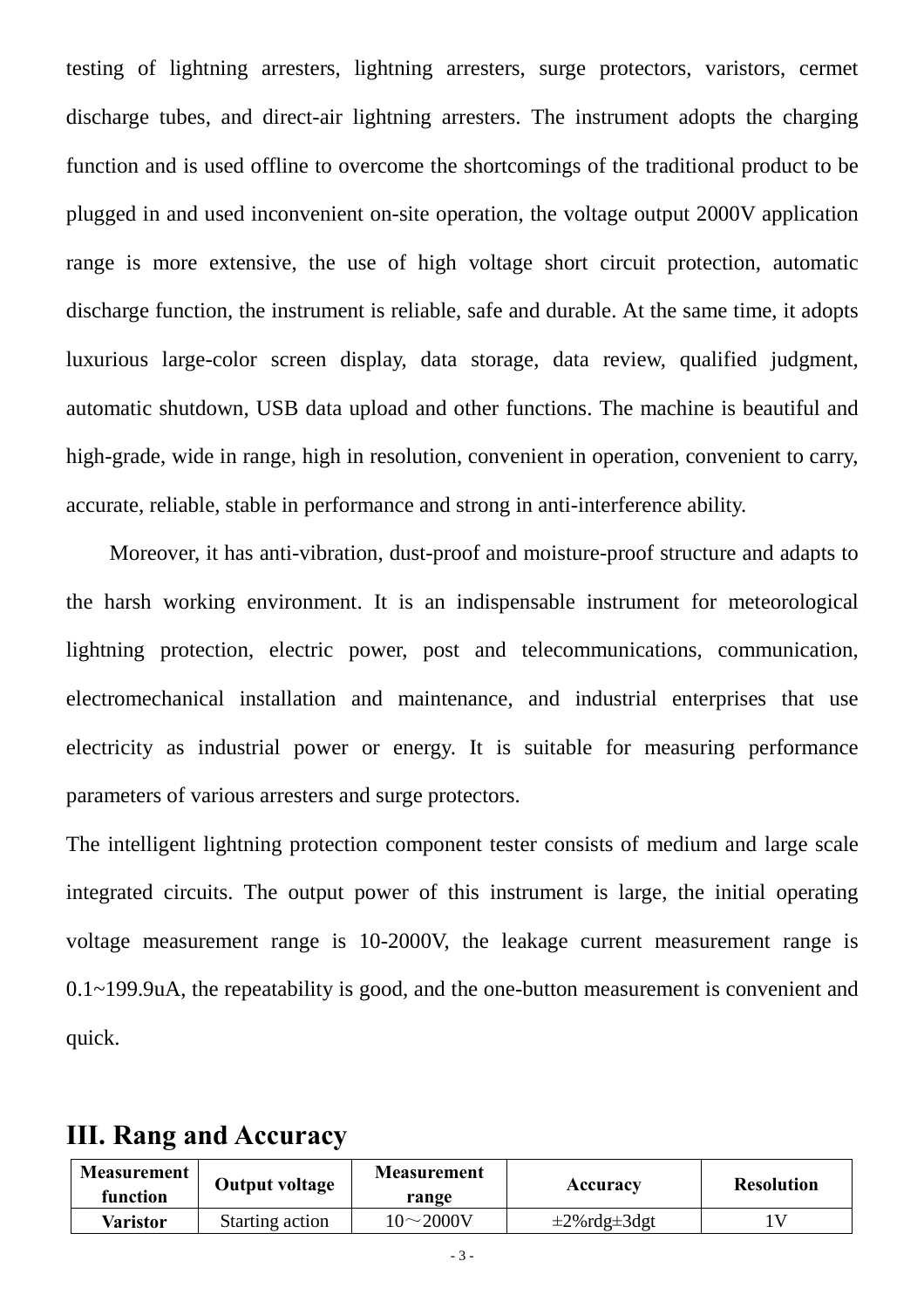testing of lightning arresters, lightning arresters, surge protectors, varistors, cermet discharge tubes, and direct-air lightning arresters. The instrument adopts the charging function and is used offline to overcome the shortcomings of the traditional product to be plugged in and used inconvenient on-site operation, the voltage output 2000V application range is more extensive, the use of high voltage short circuit protection, automatic discharge function, the instrument is reliable, safe and durable. At the same time, it adopts luxurious large-color screen display, data storage, data review, qualified judgment, automatic shutdown, USB data upload and other functions. The machine is beautiful and high-grade, wide in range, high in resolution, convenient in operation, convenient to carry, accurate, reliable, stable in performance and strong in anti-interference ability.

Moreover, it has anti-vibration, dust-proof and moisture-proof structure and adapts to the harsh working environment. It is an indispensable instrument for meteorological lightning protection, electric power, post and telecommunications, communication, electromechanical installation and maintenance, and industrial enterprises that use electricity as industrial power or energy. It is suitable for measuring performance parameters of various arresters and surge protectors.

The intelligent lightning protection component tester consists of medium and large scale integrated circuits. The output power of this instrument is large, the initial operating voltage measurement range is 10-2000V, the leakage current measurement range is 0.1~199.9uA, the repeatability is good, and the one-button measurement is convenient and quick.

## III. Rang and Accuracy

| Measurement function | Output voltage | Measurement range | Accuracy | Resolution |
|---|---|---|---|---|
| **Varistor** | Starting action | 10～2000V | ±2%rdg±3dgt | 1V |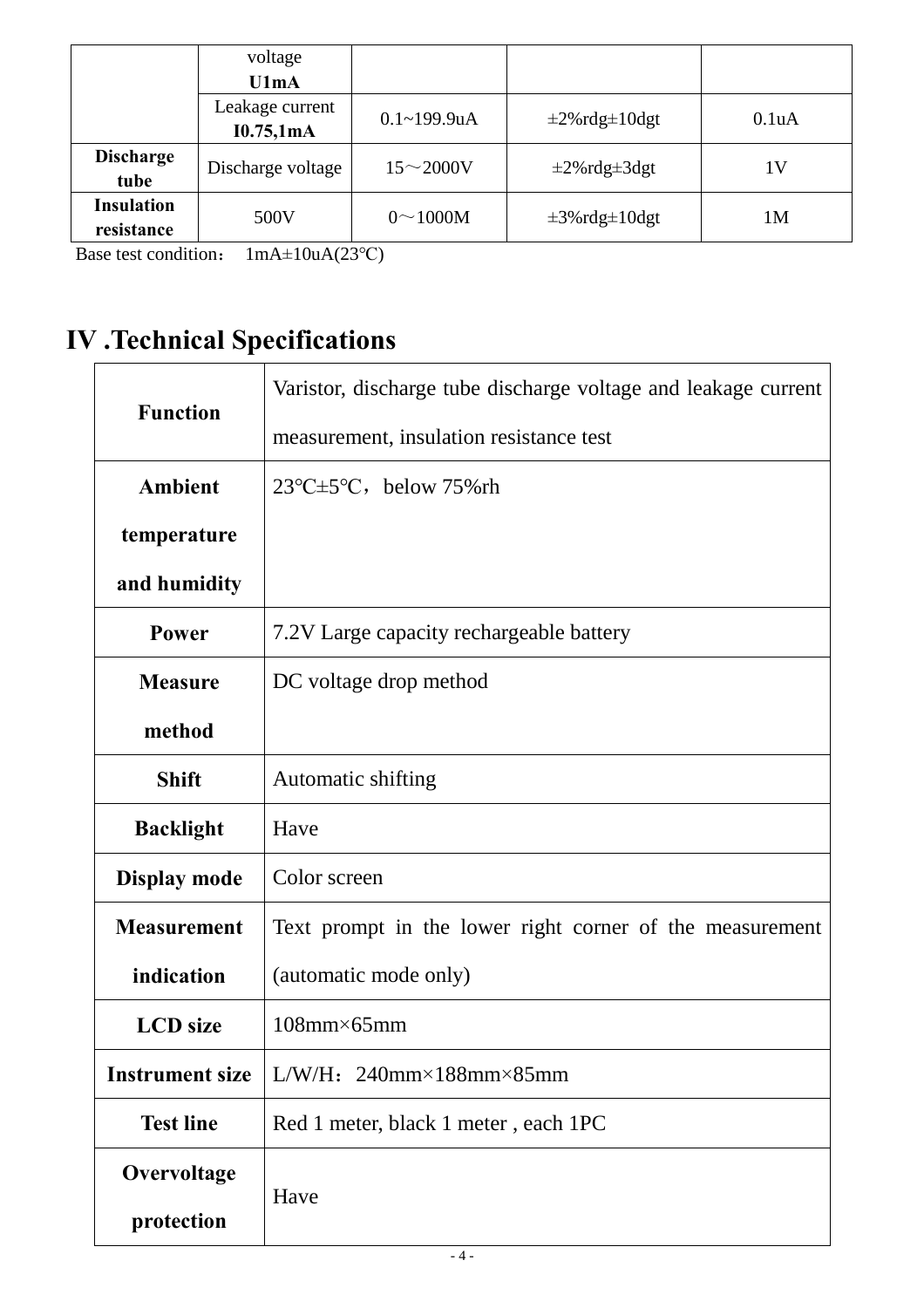| | | | | |
|---|---|---|---|---|
| | voltage **U1mA** | | | |
| | Leakage current **I0.75,1mA** | 0.1~199.9uA | ±2%rdg±10dgt | 0.1uA |
| **Discharge tube** | Discharge voltage | 15～2000V | ±2%rdg±3dgt | 1V |
| **Insulation resistance** | 500V | 0～1000M | ±3%rdg±10dgt | 1M |

Base test condition： 1mA±10uA(23℃)

# IV .Technical Specifications

| | |
|---|---|
| **Function** | Varistor, discharge tube discharge voltage and leakage current measurement, insulation resistance test |
| **Ambient temperature and humidity** | 23℃±5℃，below 75%rh |
| **Power** | 7.2V Large capacity rechargeable battery |
| **Measure method** | DC voltage drop method |
| **Shift** | Automatic shifting |
| **Backlight** | Have |
| **Display mode** | Color screen |
| **Measurement indication** | Text prompt in the lower right corner of the measurement (automatic mode only) |
| **LCD size** | 108mm×65mm |
| **Instrument size** | L/W/H：240mm×188mm×85mm |
| **Test line** | Red 1 meter, black 1 meter , each 1PC |
| **Overvoltage protection** | Have |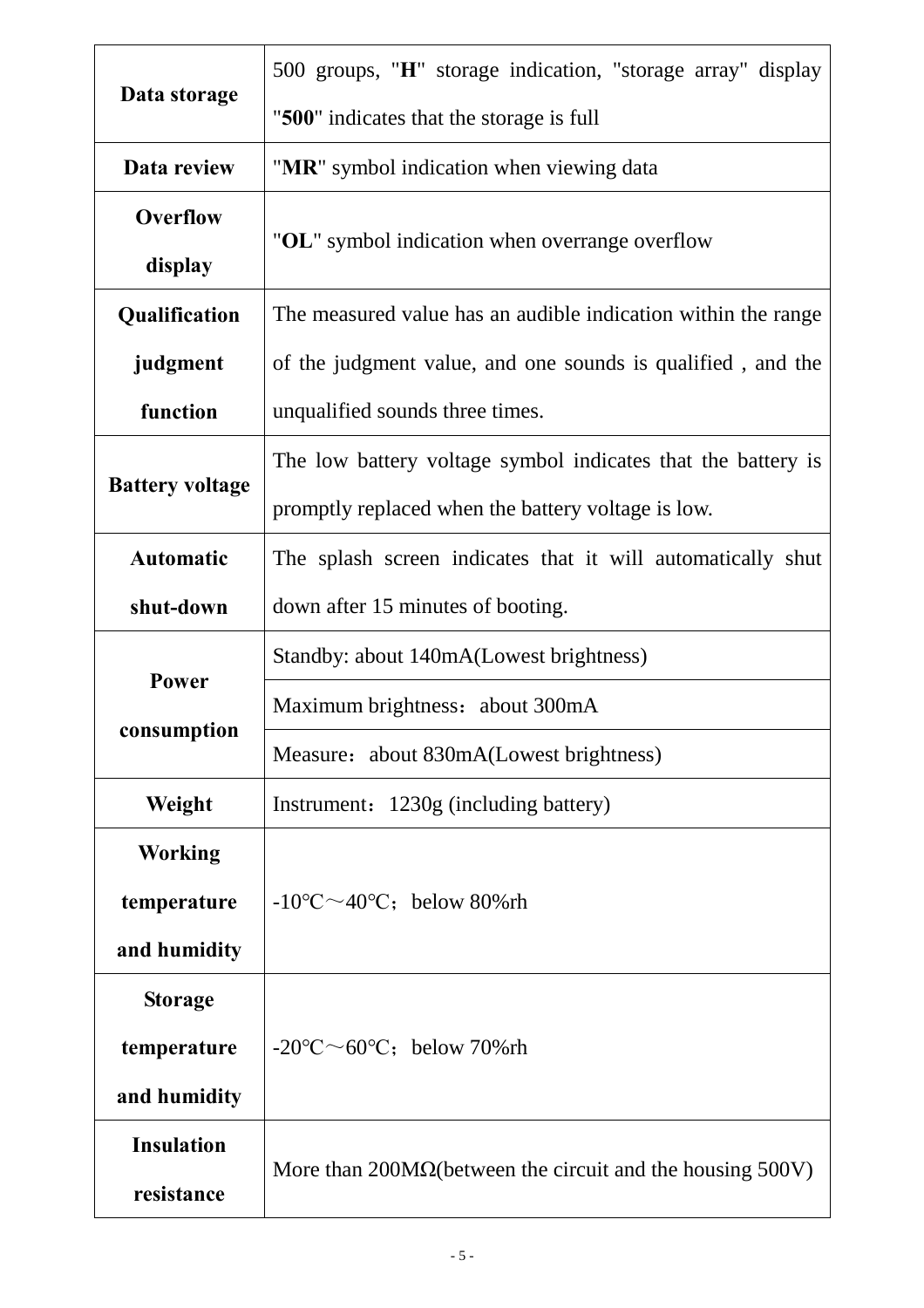| | |
|---|---|
| **Data storage** | 500 groups, "**H**" storage indication, "storage array" display "**500**" indicates that the storage is full |
| **Data review** | "**MR**" symbol indication when viewing data |
| **Overflow display** | "**OL**" symbol indication when overrange overflow |
| **Qualification judgment function** | The measured value has an audible indication within the range of the judgment value, and one sounds is qualified , and the unqualified sounds three times. |
| **Battery voltage** | The low battery voltage symbol indicates that the battery is promptly replaced when the battery voltage is low. |
| **Automatic shut-down** | The splash screen indicates that it will automatically shut down after 15 minutes of booting. |
| **Power consumption** | Standby: about 140mA(Lowest brightness) |
| | Maximum brightness：about 300mA |
| | Measure：about 830mA(Lowest brightness) |
| **Weight** | Instrument：1230g (including battery) |
| **Working temperature and humidity** | -10℃～40℃；below 80%rh |
| **Storage temperature and humidity** | -20℃～60℃；below 70%rh |
| **Insulation resistance** | More than 200MΩ(between the circuit and the housing 500V) |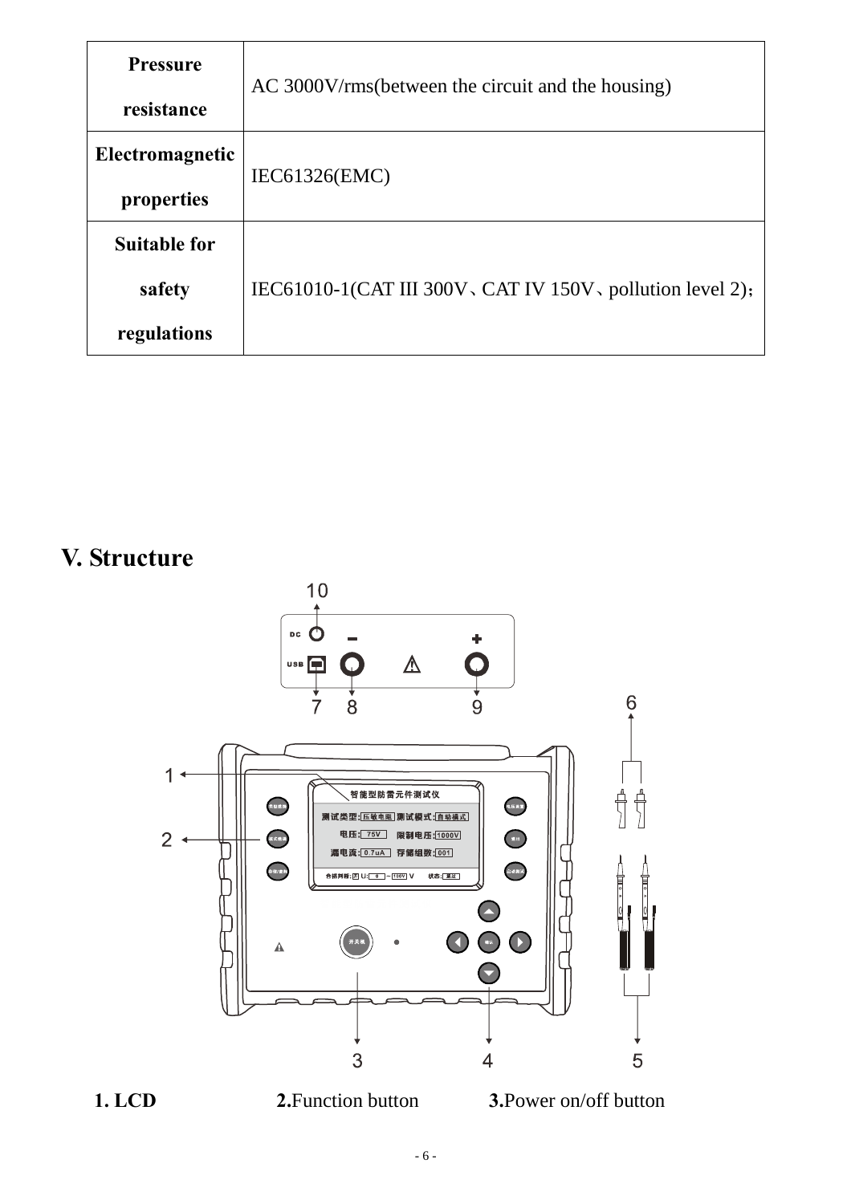| Pressure resistance | AC 3000V/rms(between the circuit and the housing) |
|---|---|
| Electromagnetic properties | IEC61326(EMC) |
| Suitable for safety regulations | IEC61010-1(CAT III 300V、CAT IV 150V、pollution level 2); |

## V. Structure

**1. LCD** **2.**Function button **3.**Power on/off button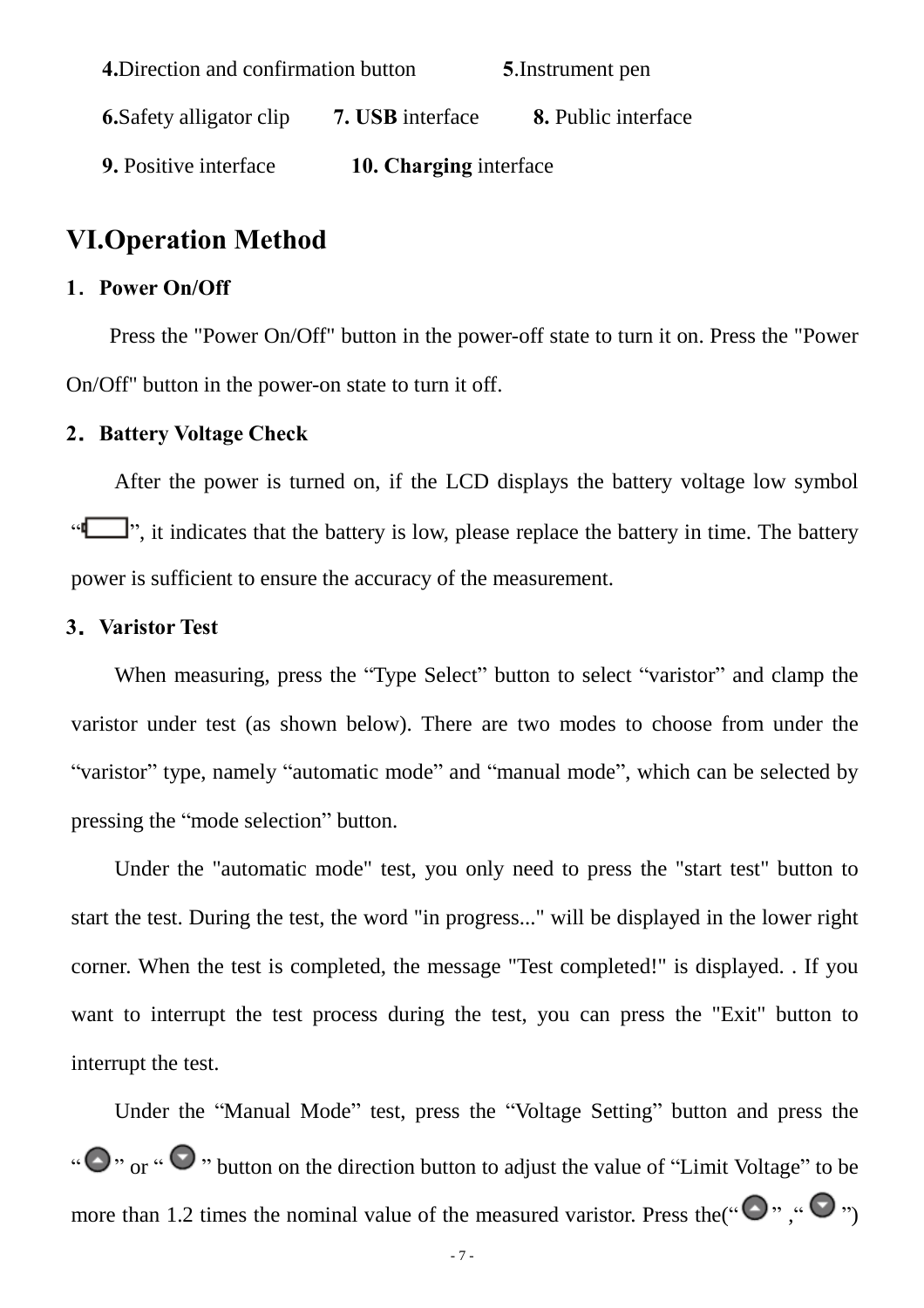**4.**Direction and confirmation button **5.**Instrument pen

**6.**Safety alligator clip **7. USB** interface **8.** Public interface

**9.** Positive interface **10. Charging** interface

# VI.Operation Method

**1．Power On/Off**

Press the "Power On/Off" button in the power-off state to turn it on. Press the "Power On/Off" button in the power-on state to turn it off.

**2．Battery Voltage Check**

After the power is turned on, if the LCD displays the battery voltage low symbol "", it indicates that the battery is low, please replace the battery in time. The battery power is sufficient to ensure the accuracy of the measurement.

**3．Varistor Test**

When measuring, press the "Type Select" button to select "varistor" and clamp the varistor under test (as shown below). There are two modes to choose from under the "varistor" type, namely "automatic mode" and "manual mode", which can be selected by pressing the "mode selection" button.

Under the "automatic mode" test, you only need to press the "start test" button to start the test. During the test, the word "in progress..." will be displayed in the lower right corner. When the test is completed, the message "Test completed!" is displayed. . If you want to interrupt the test process during the test, you can press the "Exit" button to interrupt the test.

Under the "Manual Mode" test, press the "Voltage Setting" button and press the "" or "" button on the direction button to adjust the value of "Limit Voltage" to be more than 1.2 times the nominal value of the measured varistor. Press the("" ,"")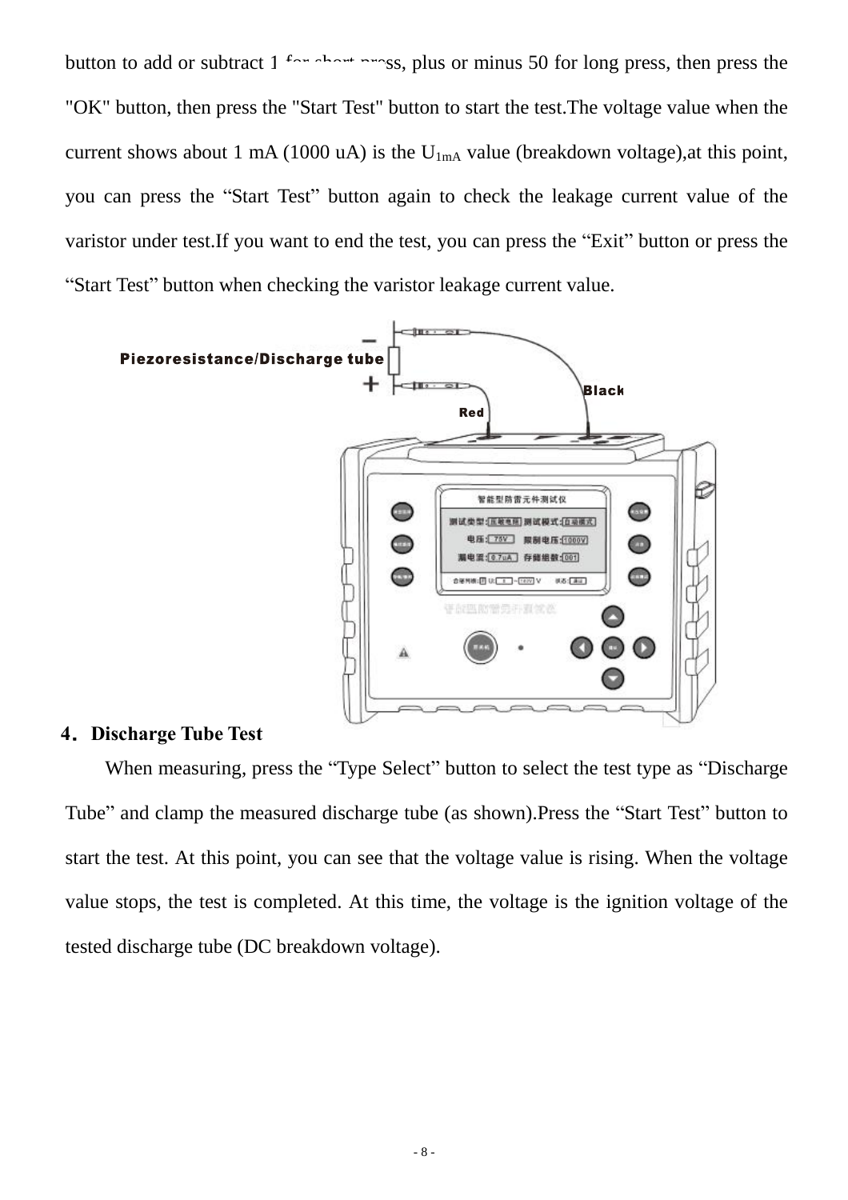button to add or subtract 1 for short press, plus or minus 50 for long press, then press the "OK" button, then press the "Start Test" button to start the test.The voltage value when the current shows about 1 mA (1000 uA) is the $U_{1mA}$ value (breakdown voltage),at this point, you can press the “Start Test” button again to check the leakage current value of the varistor under test.If you want to end the test, you can press the “Exit” button or press the “Start Test” button when checking the varistor leakage current value.

**4. Discharge Tube Test**

When measuring, press the “Type Select” button to select the test type as “Discharge Tube” and clamp the measured discharge tube (as shown).Press the “Start Test” button to start the test. At this point, you can see that the voltage value is rising. When the voltage value stops, the test is completed. At this time, the voltage is the ignition voltage of the tested discharge tube (DC breakdown voltage).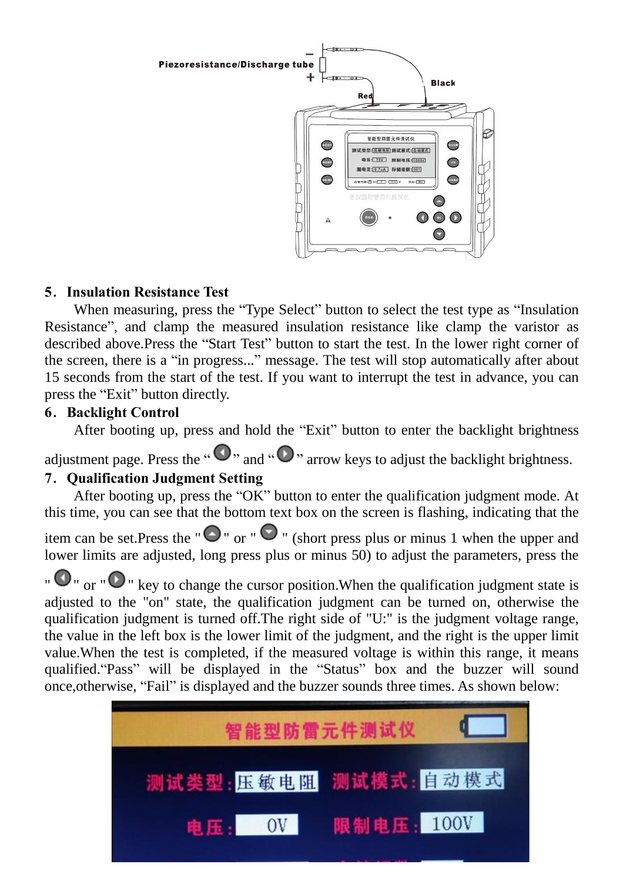## 5. Insulation Resistance Test

When measuring, press the “Type Select” button to select the test type as “Insulation Resistance”, and clamp the measured insulation resistance like clamp the varistor as described above.Press the “Start Test” button to start the test. In the lower right corner of the screen, there is a “in progress...” message. The test will stop automatically after about 15 seconds from the start of the test. If you want to interrupt the test in advance, you can press the “Exit” button directly.

## 6. Backlight Control

After booting up, press and hold the “Exit” button to enter the backlight brightness adjustment page. Press the “ ◀ ” and “ ▶ ” arrow keys to adjust the backlight brightness.

## 7. Qualification Judgment Setting

After booting up, press the “OK” button to enter the qualification judgment mode. At this time, you can see that the bottom text box on the screen is flashing, indicating that the item can be set.Press the " ▲ " or " ▼ " (short press plus or minus 1 when the upper and lower limits are adjusted, long press plus or minus 50) to adjust the parameters, press the " ◀ " or " ▶ " key to change the cursor position.When the qualification judgment state is adjusted to the "on" state, the qualification judgment can be turned on, otherwise the qualification judgment is turned off.The right side of "U:" is the judgment voltage range, the value in the left box is the lower limit of the judgment, and the right is the upper limit value.When the test is completed, if the measured voltage is within this range, it means qualified.“Pass” will be displayed in the “Status” box and the buzzer will sound once,otherwise, “Fail” is displayed and the buzzer sounds three times. As shown below: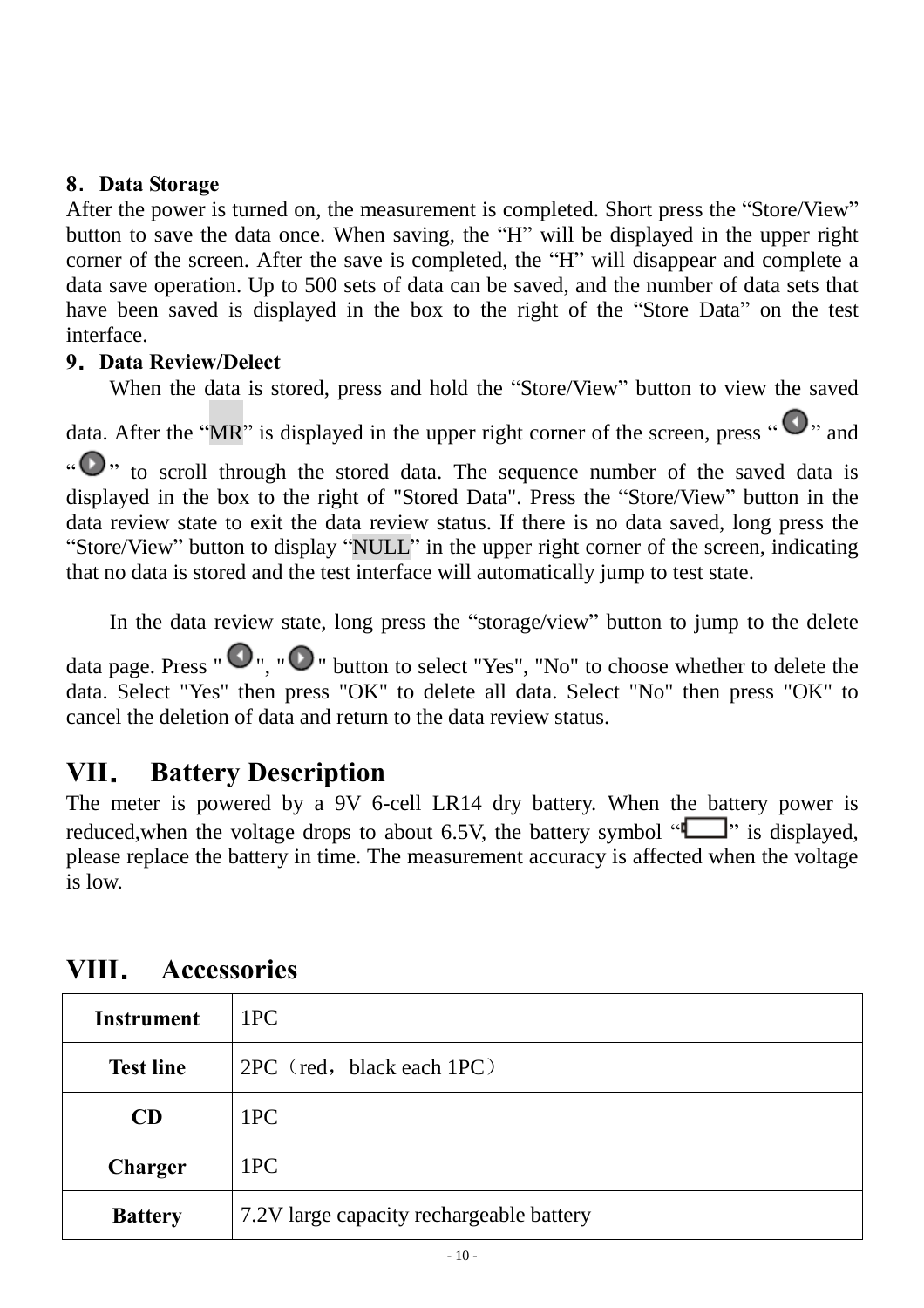### 8．Data Storage

After the power is turned on, the measurement is completed. Short press the “Store/View” button to save the data once. When saving, the “H” will be displayed in the upper right corner of the screen. After the save is completed, the “H” will disappear and complete a data save operation. Up to 500 sets of data can be saved, and the number of data sets that have been saved is displayed in the box to the right of the “Store Data” on the test interface.

### 9．Data Review/Delect

When the data is stored, press and hold the “Store/View” button to view the saved data. After the “MR” is displayed in the upper right corner of the screen, press “ ◀ ” and “ ▶ ” to scroll through the stored data. The sequence number of the saved data is displayed in the box to the right of "Stored Data". Press the “Store/View” button in the data review state to exit the data review status. If there is no data saved, long press the “Store/View” button to display “NULL” in the upper right corner of the screen, indicating that no data is stored and the test interface will automatically jump to test state.

In the data review state, long press the “storage/view” button to jump to the delete data page. Press " ◀ ", " ▶ " button to select "Yes", "No" to choose whether to delete the data. Select "Yes" then press "OK" to delete all data. Select "No" then press "OK" to cancel the deletion of data and return to the data review status.

## VII． Battery Description

The meter is powered by a 9V 6-cell LR14 dry battery. When the battery power is reduced,when the voltage drops to about 6.5V, the battery symbol “ ” is displayed, please replace the battery in time. The measurement accuracy is affected when the voltage is low.

## VIII． Accessories

| Instrument | 1PC |
|---|---|
| Test line | 2PC（red，black each 1PC） |
| CD | 1PC |
| Charger | 1PC |
| Battery | 7.2V large capacity rechargeable battery |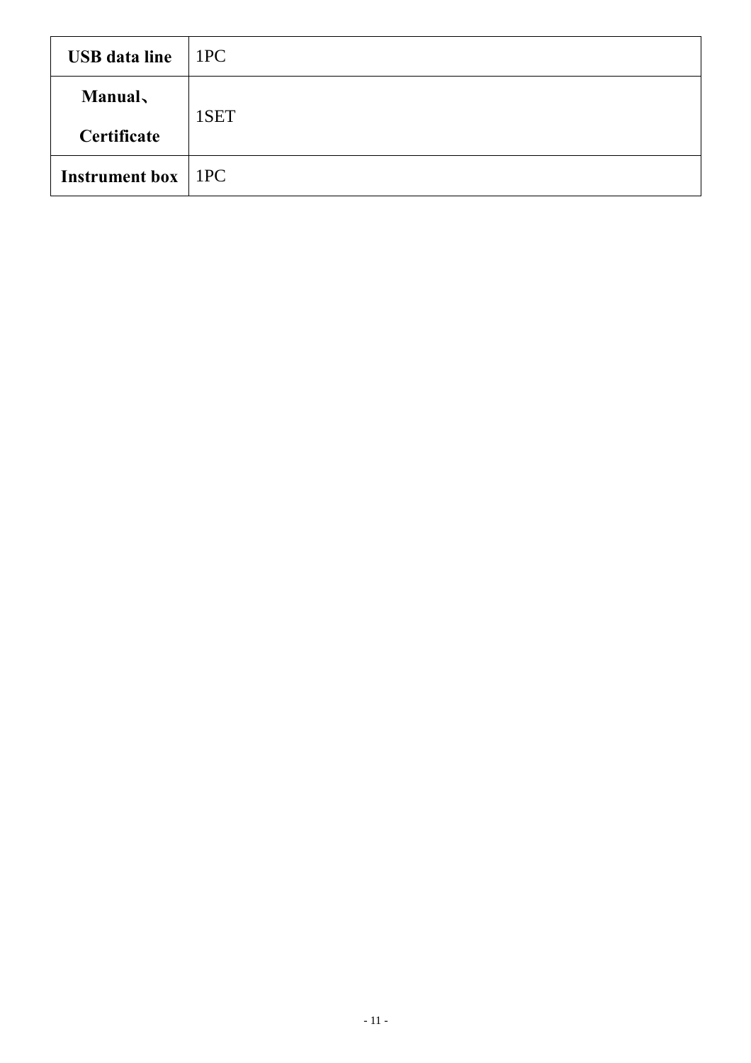| **USB data line** | 1PC |
| --- | --- |
| **Manual、Certificate** | 1SET |
| **Instrument box** | 1PC |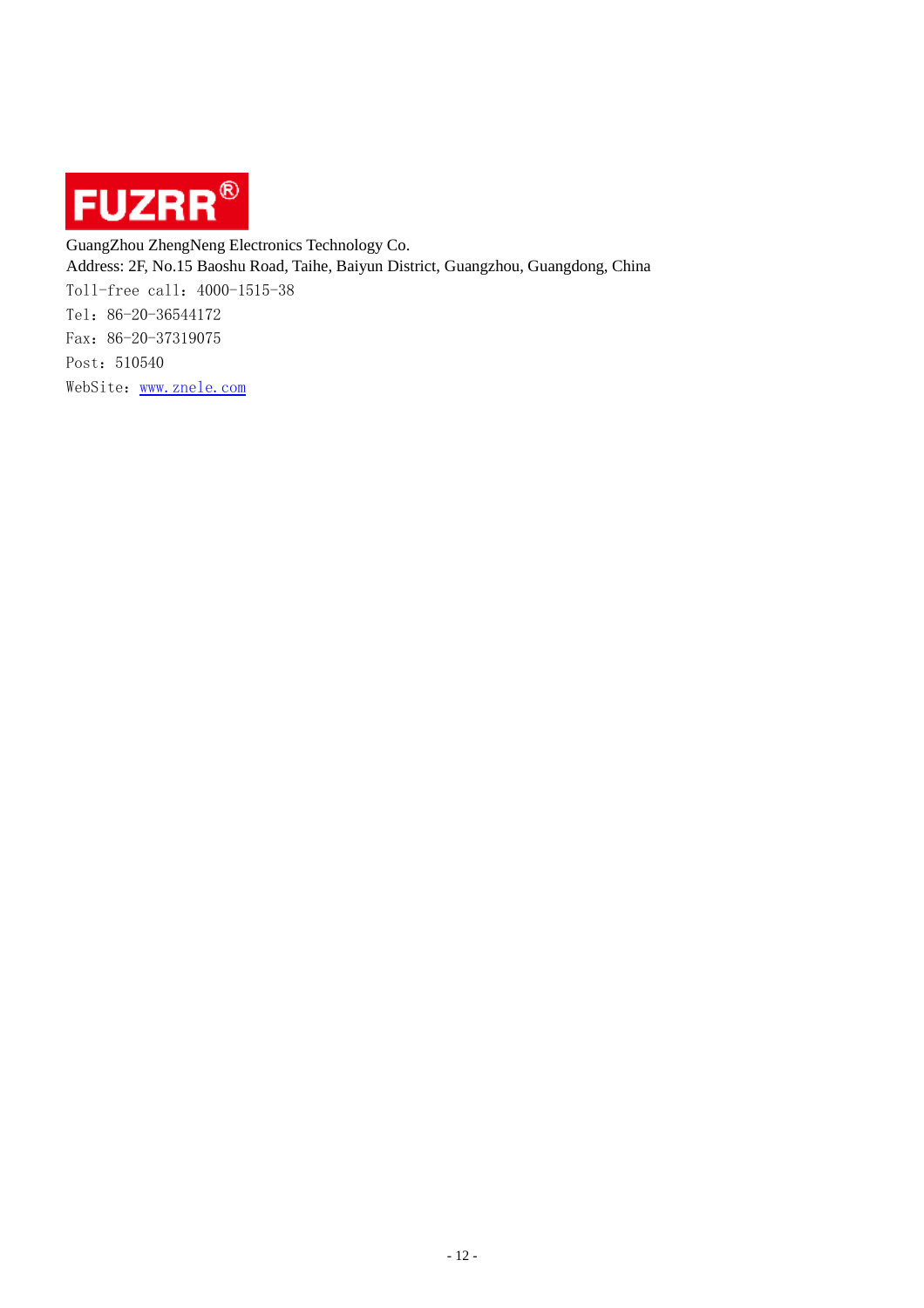FUZRR®

GuangZhou ZhengNeng Electronics Technology Co.
Address: 2F, No.15 Baoshu Road, Taihe, Baiyun District, Guangzhou, Guangdong, China
Toll-free call：4000-1515-38
Tel：86-20-36544172
Fax：86-20-37319075
Post：510540
WebSite：www.znele.com